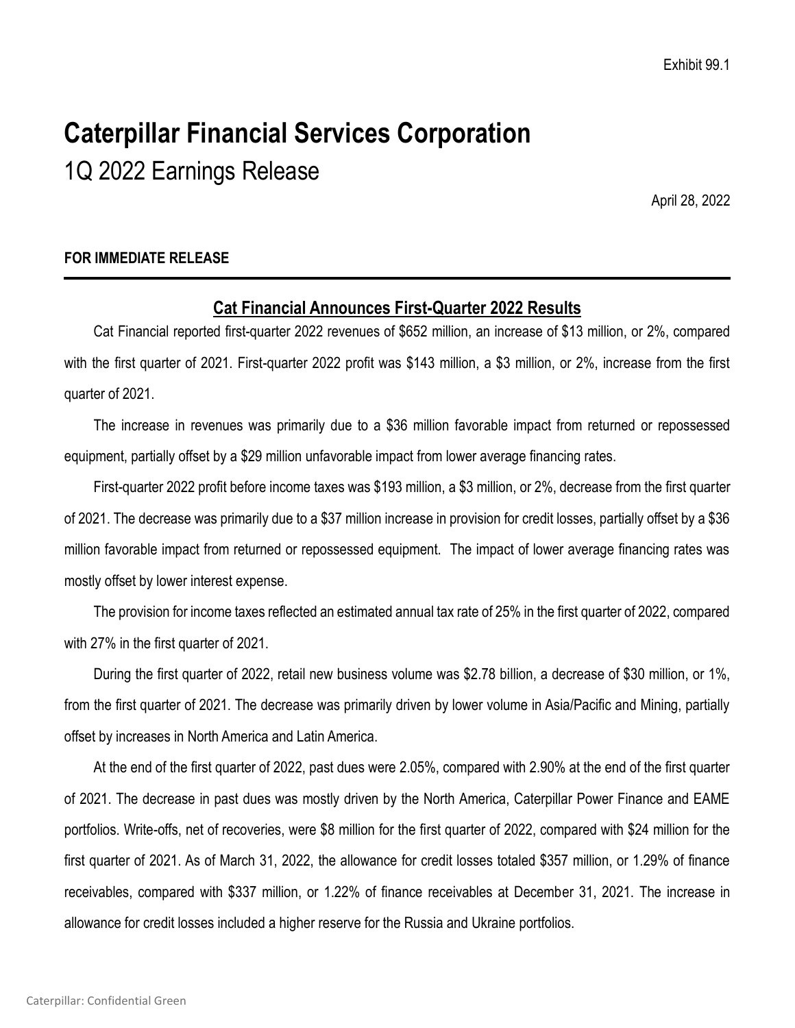Exhibit 99.1

# Caterpillar Financial Services Corporation

## 1Q 2022 Earnings Release

April 28, 2022

**FOR IMMEDIATE RELEASE**

---

### Cat Financial Announces First-Quarter 2022 Results

Cat Financial reported first-quarter 2022 revenues of $652 million, an increase of $13 million, or 2%, compared with the first quarter of 2021. First-quarter 2022 profit was $143 million, a $3 million, or 2%, increase from the first quarter of 2021.

The increase in revenues was primarily due to a $36 million favorable impact from returned or repossessed equipment, partially offset by a $29 million unfavorable impact from lower average financing rates.

First-quarter 2022 profit before income taxes was $193 million, a $3 million, or 2%, decrease from the first quarter of 2021. The decrease was primarily due to a $37 million increase in provision for credit losses, partially offset by a $36 million favorable impact from returned or repossessed equipment. The impact of lower average financing rates was mostly offset by lower interest expense.

The provision for income taxes reflected an estimated annual tax rate of 25% in the first quarter of 2022, compared with 27% in the first quarter of 2021.

During the first quarter of 2022, retail new business volume was $2.78 billion, a decrease of $30 million, or 1%, from the first quarter of 2021. The decrease was primarily driven by lower volume in Asia/Pacific and Mining, partially offset by increases in North America and Latin America.

At the end of the first quarter of 2022, past dues were 2.05%, compared with 2.90% at the end of the first quarter of 2021. The decrease in past dues was mostly driven by the North America, Caterpillar Power Finance and EAME portfolios. Write-offs, net of recoveries, were $8 million for the first quarter of 2022, compared with $24 million for the first quarter of 2021. As of March 31, 2022, the allowance for credit losses totaled $357 million, or 1.29% of finance receivables, compared with $337 million, or 1.22% of finance receivables at December 31, 2021. The increase in allowance for credit losses included a higher reserve for the Russia and Ukraine portfolios.

Caterpillar: Confidential Green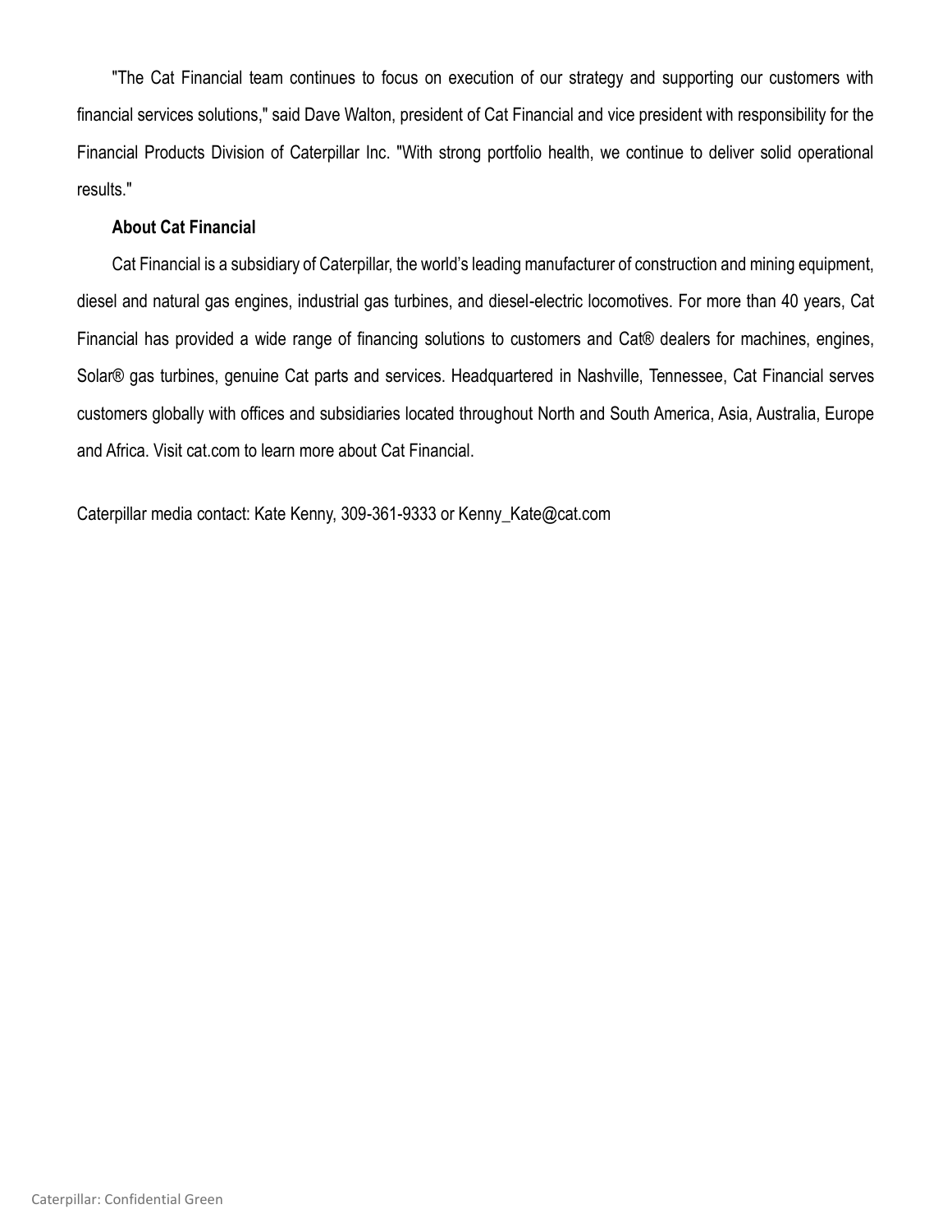"The Cat Financial team continues to focus on execution of our strategy and supporting our customers with financial services solutions," said Dave Walton, president of Cat Financial and vice president with responsibility for the Financial Products Division of Caterpillar Inc. "With strong portfolio health, we continue to deliver solid operational results."

**About Cat Financial**

Cat Financial is a subsidiary of Caterpillar, the world's leading manufacturer of construction and mining equipment, diesel and natural gas engines, industrial gas turbines, and diesel-electric locomotives. For more than 40 years, Cat Financial has provided a wide range of financing solutions to customers and Cat® dealers for machines, engines, Solar® gas turbines, genuine Cat parts and services. Headquartered in Nashville, Tennessee, Cat Financial serves customers globally with offices and subsidiaries located throughout North and South America, Asia, Australia, Europe and Africa. Visit cat.com to learn more about Cat Financial.

Caterpillar media contact: Kate Kenny, 309-361-9333 or Kenny_Kate@cat.com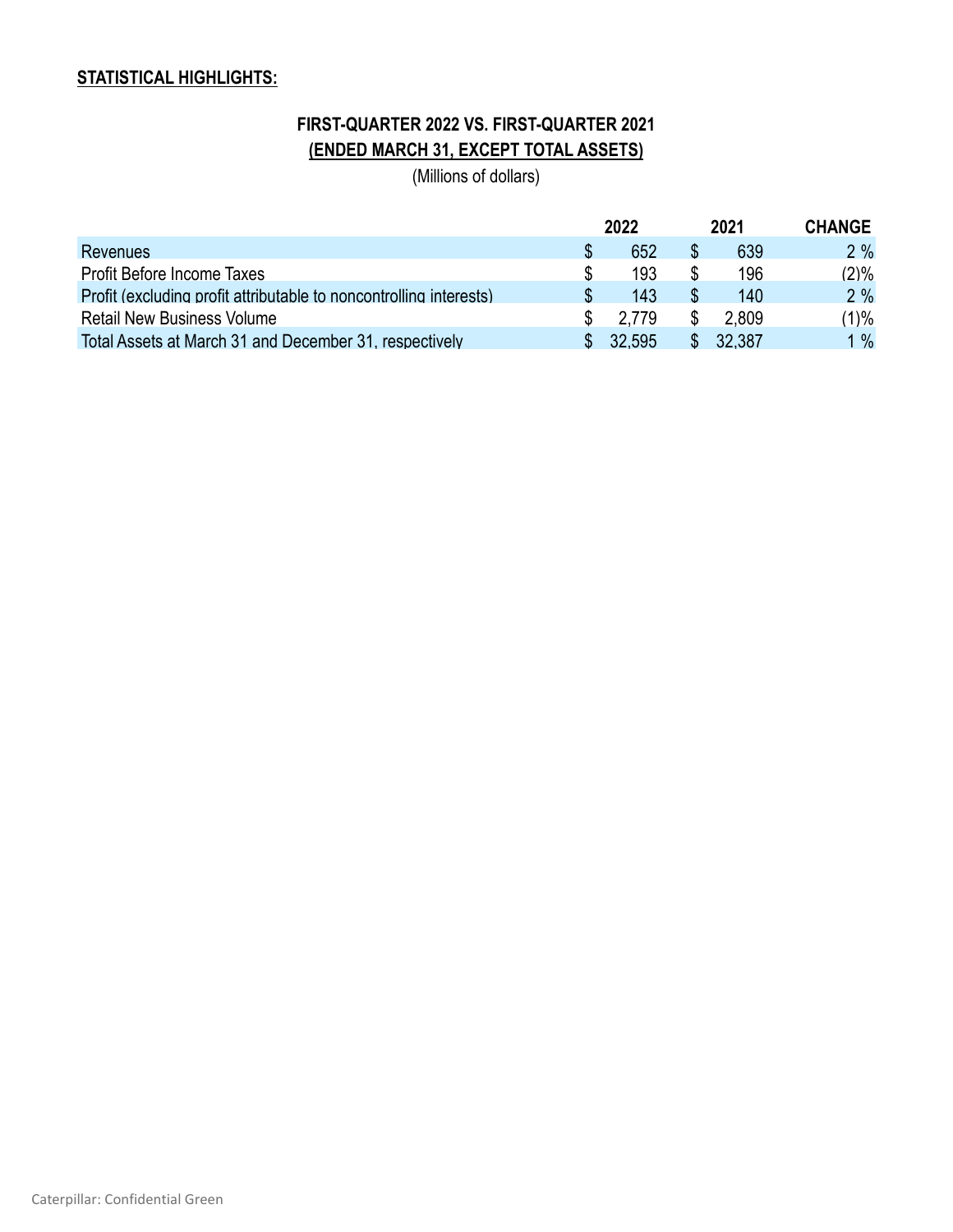**STATISTICAL HIGHLIGHTS:**

**FIRST-QUARTER 2022 VS. FIRST-QUARTER 2021**
**(ENDED MARCH 31, EXCEPT TOTAL ASSETS)**
(Millions of dollars)

| | 2022 | 2021 | CHANGE |
|---|---|---|---|
| Revenues | $ 652 | $ 639 | 2 % |
| Profit Before Income Taxes | $ 193 | $ 196 | (2)% |
| Profit (excluding profit attributable to noncontrolling interests) | $ 143 | $ 140 | 2 % |
| Retail New Business Volume | $ 2,779 | $ 2,809 | (1)% |
| Total Assets at March 31 and December 31, respectively | $ 32,595 | $ 32,387 | 1 % |

Caterpillar: Confidential Green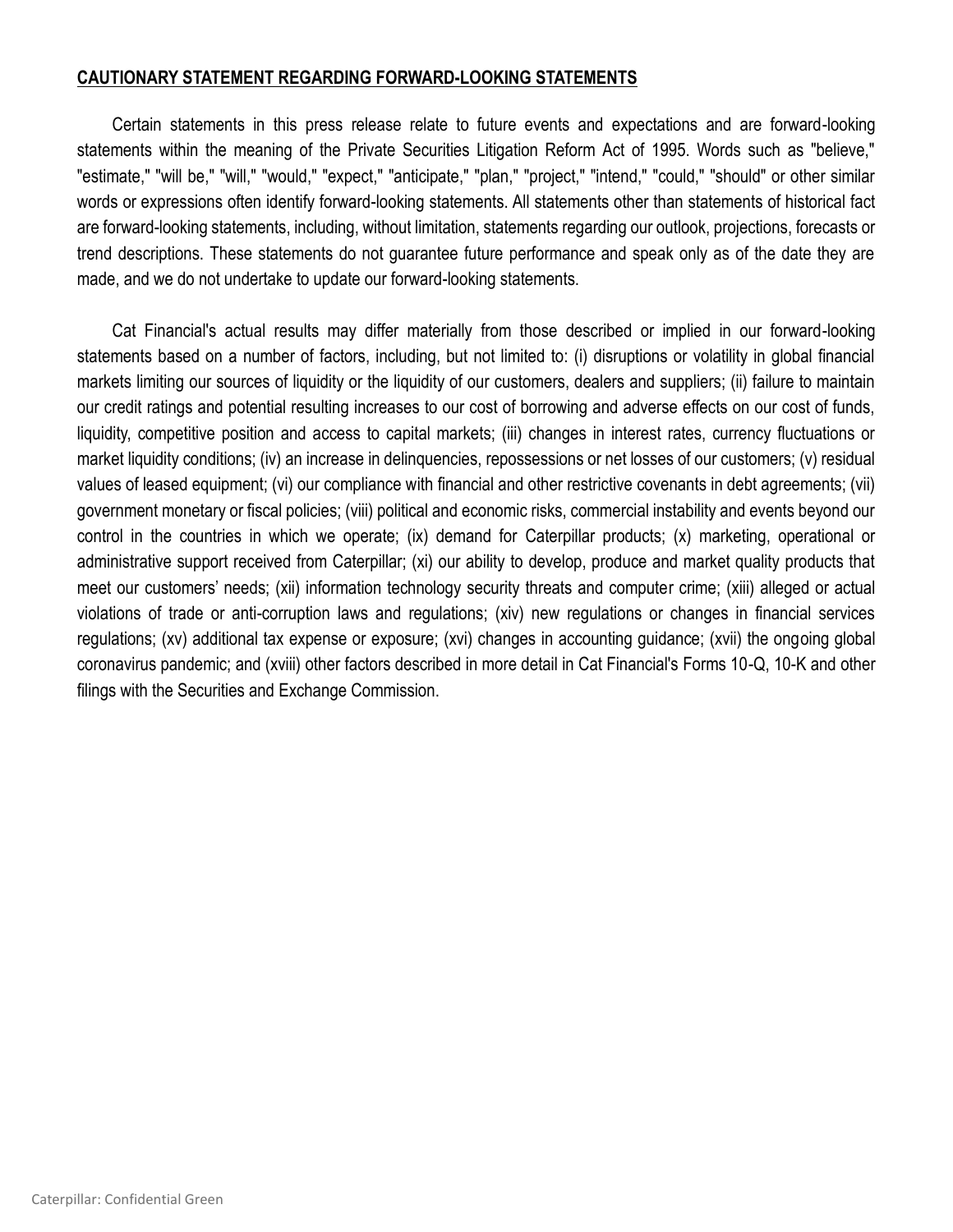**CAUTIONARY STATEMENT REGARDING FORWARD-LOOKING STATEMENTS**

Certain statements in this press release relate to future events and expectations and are forward-looking statements within the meaning of the Private Securities Litigation Reform Act of 1995. Words such as "believe," "estimate," "will be," "will," "would," "expect," "anticipate," "plan," "project," "intend," "could," "should" or other similar words or expressions often identify forward-looking statements. All statements other than statements of historical fact are forward-looking statements, including, without limitation, statements regarding our outlook, projections, forecasts or trend descriptions. These statements do not guarantee future performance and speak only as of the date they are made, and we do not undertake to update our forward-looking statements.

Cat Financial's actual results may differ materially from those described or implied in our forward-looking statements based on a number of factors, including, but not limited to: (i) disruptions or volatility in global financial markets limiting our sources of liquidity or the liquidity of our customers, dealers and suppliers; (ii) failure to maintain our credit ratings and potential resulting increases to our cost of borrowing and adverse effects on our cost of funds, liquidity, competitive position and access to capital markets; (iii) changes in interest rates, currency fluctuations or market liquidity conditions; (iv) an increase in delinquencies, repossessions or net losses of our customers; (v) residual values of leased equipment; (vi) our compliance with financial and other restrictive covenants in debt agreements; (vii) government monetary or fiscal policies; (viii) political and economic risks, commercial instability and events beyond our control in the countries in which we operate; (ix) demand for Caterpillar products; (x) marketing, operational or administrative support received from Caterpillar; (xi) our ability to develop, produce and market quality products that meet our customers' needs; (xii) information technology security threats and computer crime; (xiii) alleged or actual violations of trade or anti-corruption laws and regulations; (xiv) new regulations or changes in financial services regulations; (xv) additional tax expense or exposure; (xvi) changes in accounting guidance; (xvii) the ongoing global coronavirus pandemic; and (xviii) other factors described in more detail in Cat Financial's Forms 10-Q, 10-K and other filings with the Securities and Exchange Commission.